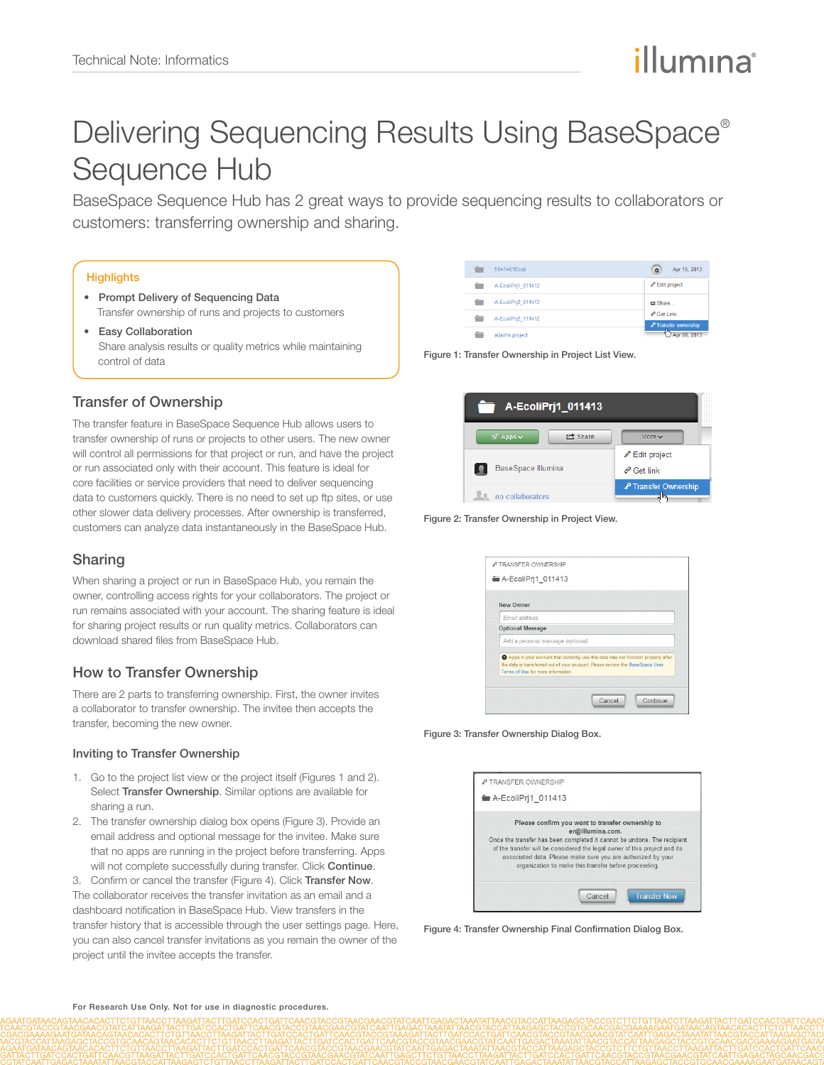# Delivering Sequencing Results Using BaseSpace® Sequence Hub

BaseSpace Sequence Hub has 2 great ways to provide sequencing results to collaborators or customers: transferring ownership and sharing.

**Highlights**

- **Prompt Delivery of Sequencing Data**
  Transfer ownership of runs and projects to customers
- **Easy Collaboration**
  Share analysis results or quality metrics while maintaining control of data

## Transfer of Ownership

The transfer feature in BaseSpace Sequence Hub allows users to transfer ownership of runs or projects to other users. The new owner will control all permissions for that project or run, and have the project or run associated only with their account. This feature is ideal for core facilities or service providers that need to deliver sequencing data to customers quickly. There is no need to set up ftp sites, or use other slower data delivery processes. After ownership is transferred, customers can analyze data instantaneously in the BaseSpace Hub.

## Sharing

When sharing a project or run in BaseSpace Hub, you remain the owner, controlling access rights for your collaborators. The project or run remains associated with your account. The sharing feature is ideal for sharing project results or run quality metrics. Collaborators can download shared files from BaseSpace Hub.

## How to Transfer Ownership

There are 2 parts to transferring ownership. First, the owner invites a collaborator to transfer ownership. The invitee then accepts the transfer, becoming the new owner.

### Inviting to Transfer Ownership

1. Go to the project list view or the project itself (Figures 1 and 2). Select **Transfer Ownership**. Similar options are available for sharing a run.
2. The transfer ownership dialog box opens (Figure 3). Provide an email address and optional message for the invitee. Make sure that no apps are running in the project before transferring. Apps will not complete successfully during transfer. Click **Continue**.
3. Confirm or cancel the transfer (Figure 4). Click **Transfer Now**.

The collaborator receives the transfer invitation as an email and a dashboard notification in BaseSpace Hub. View transfers in the transfer history that is accessible through the user settings page. Here, you can also cancel transfer invitations as you remain the owner of the project until the invitee accepts the transfer.

**Figure 1: Transfer Ownership in Project List View.**

**Figure 2: Transfer Ownership in Project View.**

**Figure 3: Transfer Ownership Dialog Box.**

**Figure 4: Transfer Ownership Final Confirmation Dialog Box.**

**For Research Use Only. Not for use in diagnostic procedures.**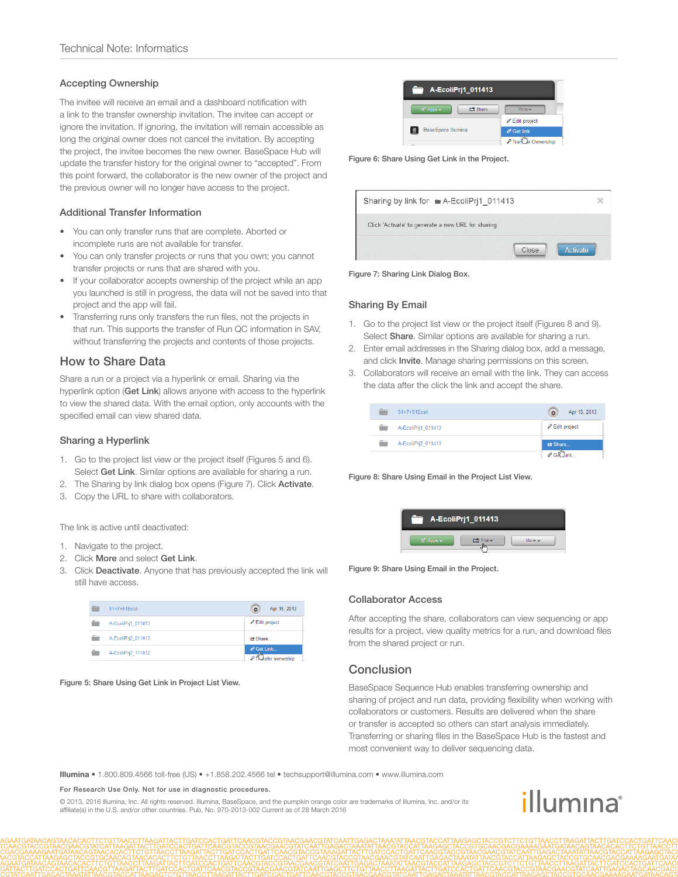## Accepting Ownership

The invitee will receive an email and a dashboard notification with a link to the transfer ownership invitation. The invitee can accept or ignore the invitation. If ignoring, the invitation will remain accessible as long the original owner does not cancel the invitation. By accepting the project, the invitee becomes the new owner. BaseSpace Hub will update the transfer history for the original owner to "accepted". From this point forward, the collaborator is the new owner of the project and the previous owner will no longer have access to the project.

## Additional Transfer Information

- You can only transfer runs that are complete. Aborted or incomplete runs are not available for transfer.
- You can only transfer projects or runs that you own; you cannot transfer projects or runs that are shared with you.
- If your collaborator accepts ownership of the project while an app you launched is still in progress, the data will not be saved into that project and the app will fail.
- Transferring runs only transfers the run files, not the projects in that run. This supports the transfer of Run QC information in SAV, without transferring the projects and contents of those projects.

# How to Share Data

Share a run or a project via a hyperlink or email. Sharing via the hyperlink option (**Get Link**) allows anyone with access to the hyperlink to view the shared data. With the email option, only accounts with the specified email can view shared data.

## Sharing a Hyperlink

1. Go to the project list view or the project itself (Figures 5 and 6). Select **Get Link**. Similar options are available for sharing a run.
2. The Sharing by link dialog box opens (Figure 7). Click **Activate**.
3. Copy the URL to share with collaborators.

The link is active until deactivated:

1. Navigate to the project.
2. Click **More** and select **Get Link**.
3. Click **Deactivate**. Anyone that has previously accepted the link will still have access.

**Figure 5: Share Using Get Link in Project List View.**

**Figure 6: Share Using Get Link in the Project.**

**Figure 7: Sharing Link Dialog Box.**

## Sharing By Email

1. Go to the project list view or the project itself (Figures 8 and 9). Select **Share**. Similar options are available for sharing a run.
2. Enter email addresses in the Sharing dialog box, add a message, and click **Invite**. Manage sharing permissions on this screen.
3. Collaborators will receive an email with the link. They can access the data after the click the link and accept the share.

**Figure 8: Share Using Email in the Project List View.**

**Figure 9: Share Using Email in the Project.**

## Collaborator Access

After accepting the share, collaborators can view sequencing or app results for a project, view quality metrics for a run, and download files from the shared project or run.

# Conclusion

BaseSpace Sequence Hub enables transferring ownership and sharing of project and run data, providing flexibility when working with collaborators or customers. Results are delivered when the share or transfer is accepted so others can start analysis immediately. Transferring or sharing files in the BaseSpace Hub is the fastest and most convenient way to deliver sequencing data.

**Illumina** • 1.800.809.4566 toll-free (US) • +1.858.202.4566 tel • techsupport@illumina.com • www.illumina.com

**For Research Use Only. Not for use in diagnostic procedures.**

© 2013, 2016 Illumina, Inc. All rights reserved. Illumina, BaseSpace, and the pumpkin orange color are trademarks of Illumina, Inc. and/or its affiliate(s) in the U.S. and/or other countries. Pub. No. 970-2013-002 Current as of 28 March 2016